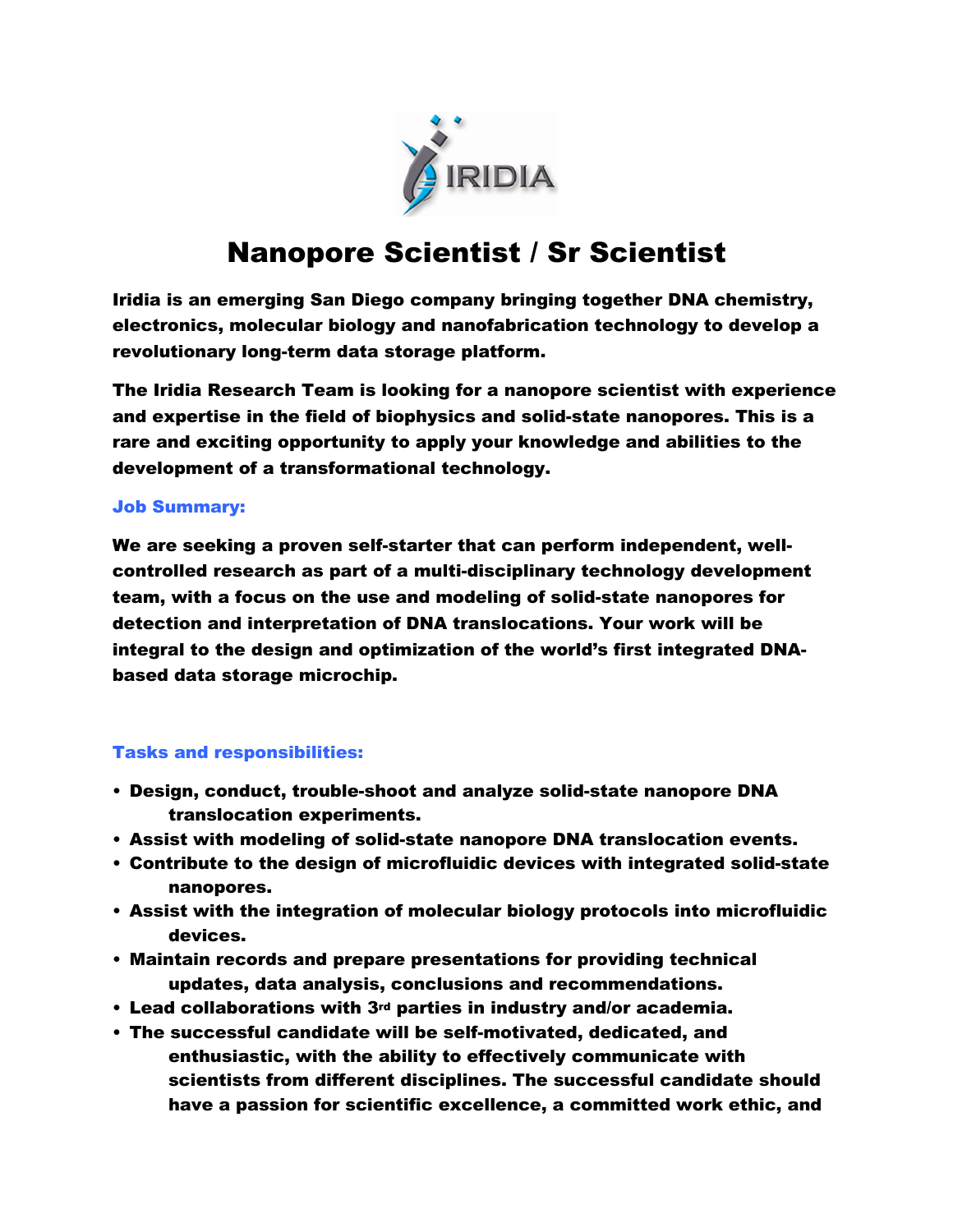# Nanopore Scientist / Sr Scientist

**Iridia is an emerging San Diego company bringing together DNA chemistry, electronics, molecular biology and nanofabrication technology to develop a revolutionary long-term data storage platform.**

**The Iridia Research Team is looking for a nanopore scientist with experience and expertise in the field of biophysics and solid-state nanopores. This is a rare and exciting opportunity to apply your knowledge and abilities to the development of a transformational technology.**

### Job Summary:

**We are seeking a proven self-starter that can perform independent, well-controlled research as part of a multi-disciplinary technology development team, with a focus on the use and modeling of solid-state nanopores for detection and interpretation of DNA translocations. Your work will be integral to the design and optimization of the world's first integrated DNA-based data storage microchip.**

### Tasks and responsibilities:

- **Design, conduct, trouble-shoot and analyze solid-state nanopore DNA translocation experiments.**
- **Assist with modeling of solid-state nanopore DNA translocation events.**
- **Contribute to the design of microfluidic devices with integrated solid-state nanopores.**
- **Assist with the integration of molecular biology protocols into microfluidic devices.**
- **Maintain records and prepare presentations for providing technical updates, data analysis, conclusions and recommendations.**
- **Lead collaborations with 3rd parties in industry and/or academia.**
- **The successful candidate will be self-motivated, dedicated, and enthusiastic, with the ability to effectively communicate with scientists from different disciplines. The successful candidate should have a passion for scientific excellence, a committed work ethic, and**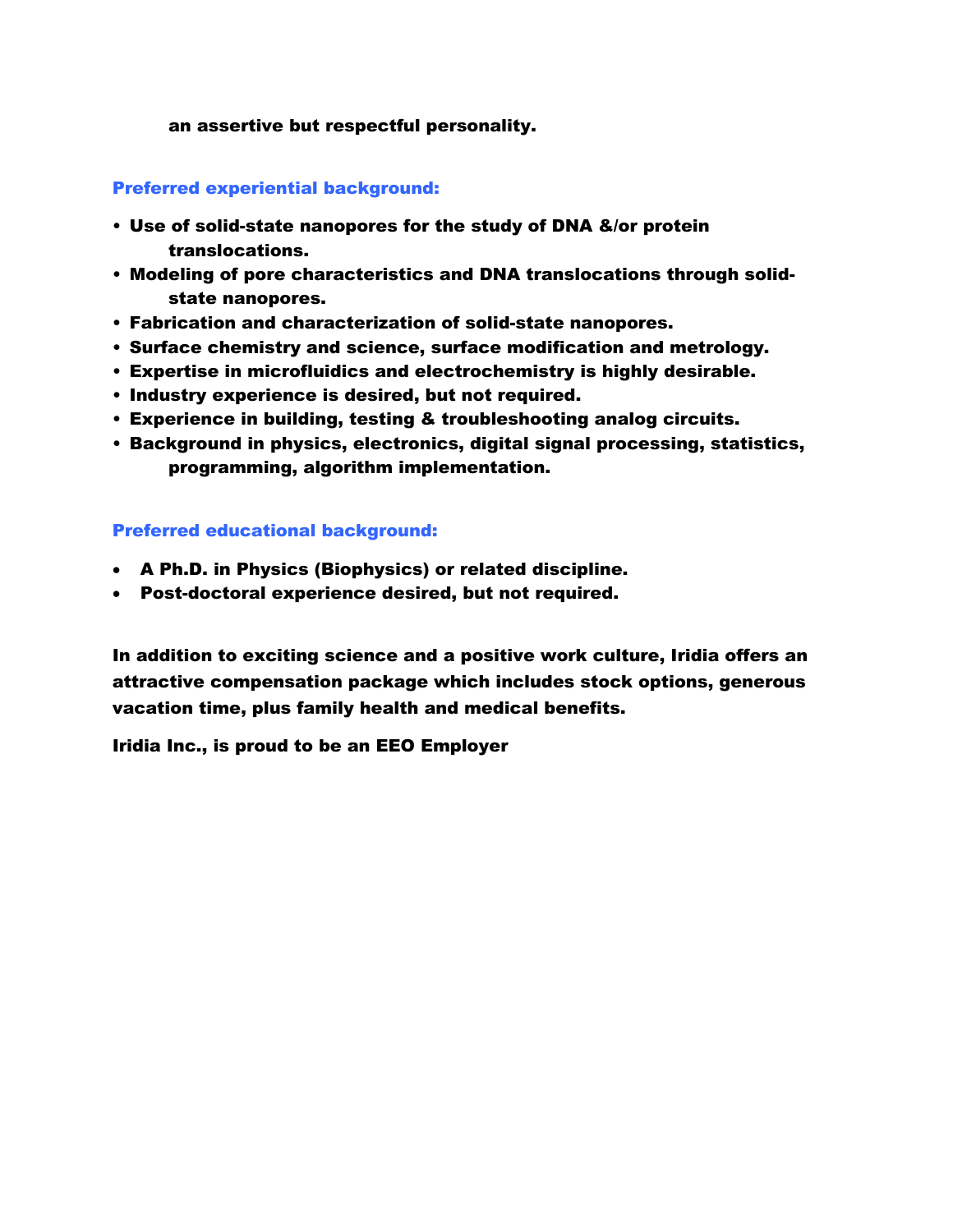an assertive but respectful personality.

### Preferred experiential background:

- Use of solid-state nanopores for the study of DNA &/or protein translocations.
- Modeling of pore characteristics and DNA translocations through solid-state nanopores.
- Fabrication and characterization of solid-state nanopores.
- Surface chemistry and science, surface modification and metrology.
- Expertise in microfluidics and electrochemistry is highly desirable.
- Industry experience is desired, but not required.
- Experience in building, testing & troubleshooting analog circuits.
- Background in physics, electronics, digital signal processing, statistics, programming, algorithm implementation.

### Preferred educational background:

- A Ph.D. in Physics (Biophysics) or related discipline.
- Post-doctoral experience desired, but not required.

In addition to exciting science and a positive work culture, Iridia offers an attractive compensation package which includes stock options, generous vacation time, plus family health and medical benefits.

Iridia Inc., is proud to be an EEO Employer